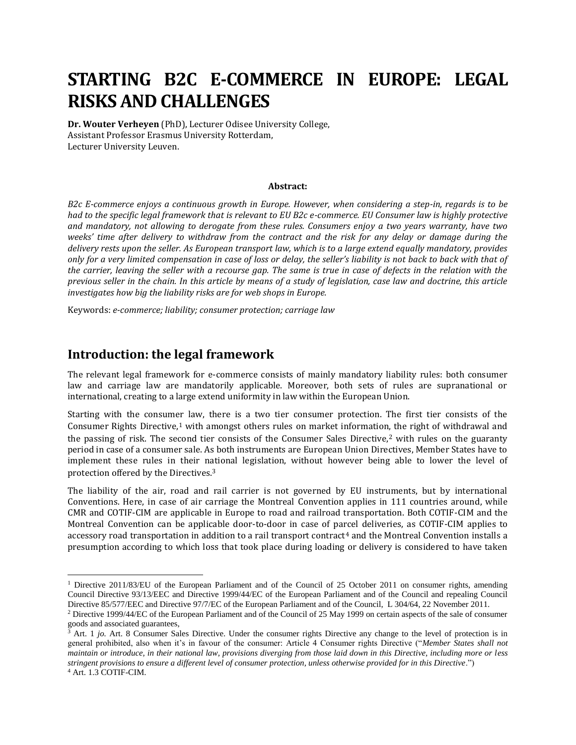# STARTING B2C E-COMMERCE IN EUROPE: LEGAL RISKS AND CHALLENGES

**Dr. Wouter Verheyen** (PhD), Lecturer Odisee University College,
Assistant Professor Erasmus University Rotterdam,
Lecturer University Leuven.

**Abstract:**

*B2c E-commerce enjoys a continuous growth in Europe. However, when considering a step-in, regards is to be had to the specific legal framework that is relevant to EU B2c e-commerce. EU Consumer law is highly protective and mandatory, not allowing to derogate from these rules. Consumers enjoy a two years warranty, have two weeks' time after delivery to withdraw from the contract and the risk for any delay or damage during the delivery rests upon the seller. As European transport law, which is to a large extend equally mandatory, provides only for a very limited compensation in case of loss or delay, the seller's liability is not back to back with that of the carrier, leaving the seller with a recourse gap. The same is true in case of defects in the relation with the previous seller in the chain. In this article by means of a study of legislation, case law and doctrine, this article investigates how big the liability risks are for web shops in Europe.*

Keywords: *e-commerce; liability; consumer protection; carriage law*

## Introduction: the legal framework

The relevant legal framework for e-commerce consists of mainly mandatory liability rules: both consumer law and carriage law are mandatorily applicable. Moreover, both sets of rules are supranational or international, creating to a large extend uniformity in law within the European Union.

Starting with the consumer law, there is a two tier consumer protection. The first tier consists of the Consumer Rights Directive,[1] with amongst others rules on market information, the right of withdrawal and the passing of risk. The second tier consists of the Consumer Sales Directive,[2] with rules on the guaranty period in case of a consumer sale. As both instruments are European Union Directives, Member States have to implement these rules in their national legislation, without however being able to lower the level of protection offered by the Directives.[3]

The liability of the air, road and rail carrier is not governed by EU instruments, but by international Conventions. Here, in case of air carriage the Montreal Convention applies in 111 countries around, while CMR and COTIF-CIM are applicable in Europe to road and railroad transportation. Both COTIF-CIM and the Montreal Convention can be applicable door-to-door in case of parcel deliveries, as COTIF-CIM applies to accessory road transportation in addition to a rail transport contract[4] and the Montreal Convention installs a presumption according to which loss that took place during loading or delivery is considered to have taken

---

[1] Directive 2011/83/EU of the European Parliament and of the Council of 25 October 2011 on consumer rights, amending Council Directive 93/13/EEC and Directive 1999/44/EC of the European Parliament and of the Council and repealing Council Directive 85/577/EEC and Directive 97/7/EC of the European Parliament and of the Council, L 304/64, 22 November 2011.

[2] Directive 1999/44/EC of the European Parliament and of the Council of 25 May 1999 on certain aspects of the sale of consumer goods and associated guarantees,

[3] Art. 1 *jo.* Art. 8 Consumer Sales Directive. Under the consumer rights Directive any change to the level of protection is in general prohibited, also when it's in favour of the consumer: Article 4 Consumer rights Directive ("*Member States shall not maintain or introduce, in their national law, provisions diverging from those laid down in this Directive, including more or less stringent provisions to ensure a different level of consumer protection, unless otherwise provided for in this Directive*.")

[4] Art. 1.3 COTIF-CIM.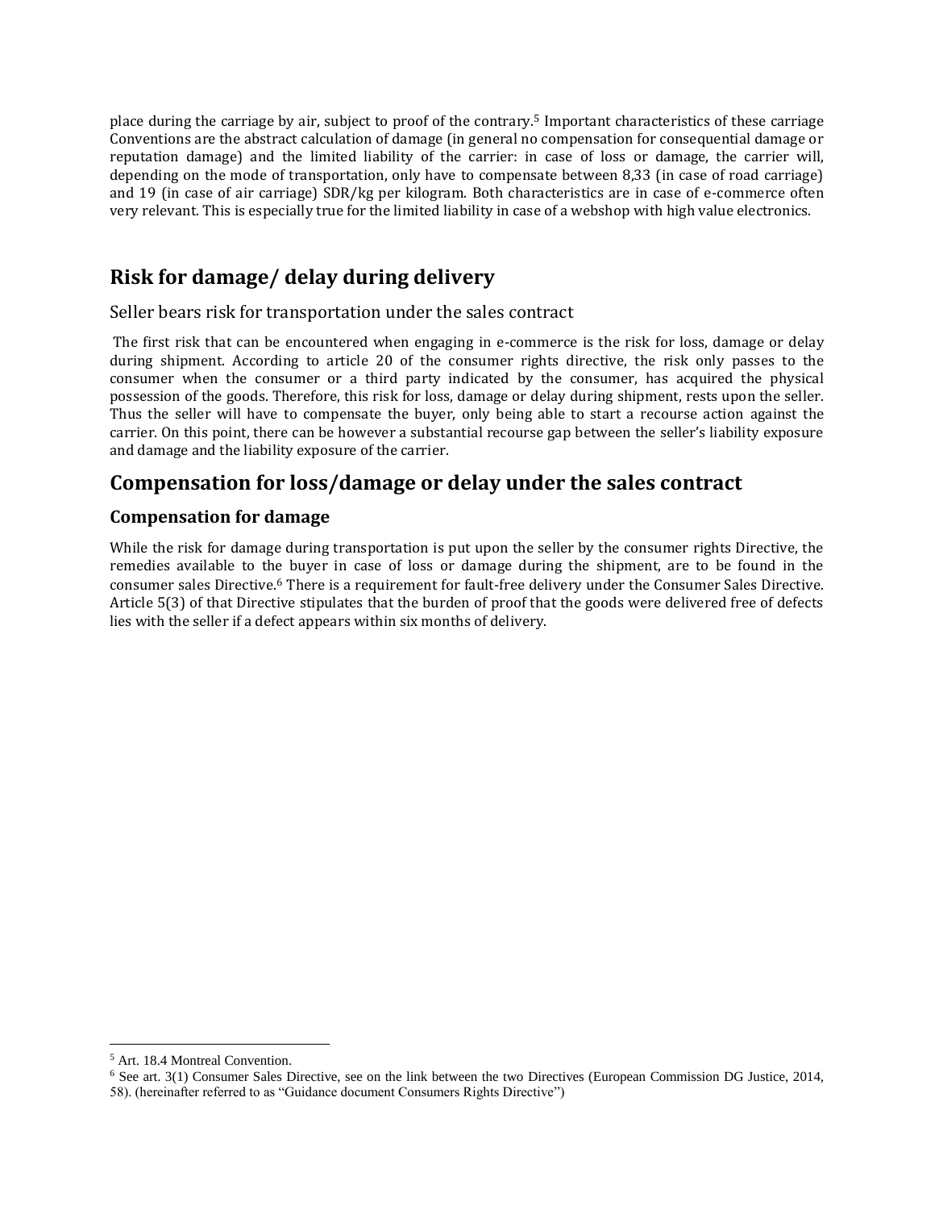place during the carriage by air, subject to proof of the contrary.[5] Important characteristics of these carriage Conventions are the abstract calculation of damage (in general no compensation for consequential damage or reputation damage) and the limited liability of the carrier: in case of loss or damage, the carrier will, depending on the mode of transportation, only have to compensate between 8,33 (in case of road carriage) and 19 (in case of air carriage) SDR/kg per kilogram. Both characteristics are in case of e-commerce often very relevant. This is especially true for the limited liability in case of a webshop with high value electronics.

## Risk for damage/ delay during delivery

Seller bears risk for transportation under the sales contract

The first risk that can be encountered when engaging in e-commerce is the risk for loss, damage or delay during shipment. According to article 20 of the consumer rights directive, the risk only passes to the consumer when the consumer or a third party indicated by the consumer, has acquired the physical possession of the goods. Therefore, this risk for loss, damage or delay during shipment, rests upon the seller. Thus the seller will have to compensate the buyer, only being able to start a recourse action against the carrier. On this point, there can be however a substantial recourse gap between the seller's liability exposure and damage and the liability exposure of the carrier.

## Compensation for loss/damage or delay under the sales contract

### Compensation for damage

While the risk for damage during transportation is put upon the seller by the consumer rights Directive, the remedies available to the buyer in case of loss or damage during the shipment, are to be found in the consumer sales Directive.[6] There is a requirement for fault-free delivery under the Consumer Sales Directive. Article 5(3) of that Directive stipulates that the burden of proof that the goods were delivered free of defects lies with the seller if a defect appears within six months of delivery.

---

[5] Art. 18.4 Montreal Convention.

[6] See art. 3(1) Consumer Sales Directive, see on the link between the two Directives (European Commission DG Justice, 2014, 58). (hereinafter referred to as "Guidance document Consumers Rights Directive")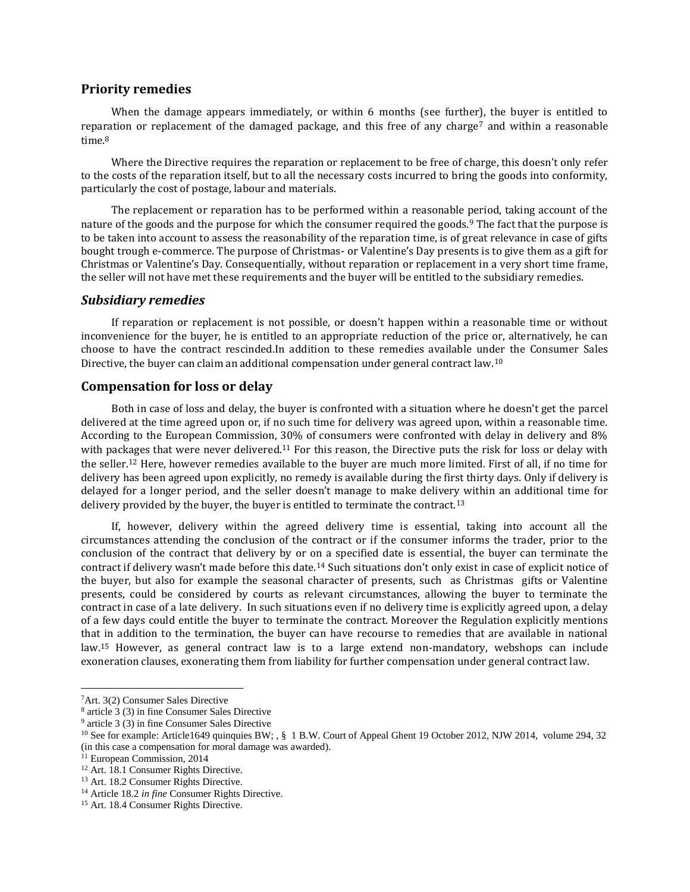## Priority remedies

When the damage appears immediately, or within 6 months (see further), the buyer is entitled to reparation or replacement of the damaged package, and this free of any charge[7] and within a reasonable time.[8]

Where the Directive requires the reparation or replacement to be free of charge, this doesn't only refer to the costs of the reparation itself, but to all the necessary costs incurred to bring the goods into conformity, particularly the cost of postage, labour and materials.

The replacement or reparation has to be performed within a reasonable period, taking account of the nature of the goods and the purpose for which the consumer required the goods.[9] The fact that the purpose is to be taken into account to assess the reasonability of the reparation time, is of great relevance in case of gifts bought trough e-commerce. The purpose of Christmas- or Valentine's Day presents is to give them as a gift for Christmas or Valentine's Day. Consequentially, without reparation or replacement in a very short time frame, the seller will not have met these requirements and the buyer will be entitled to the subsidiary remedies.

## *Subsidiary remedies*

If reparation or replacement is not possible, or doesn't happen within a reasonable time or without inconvenience for the buyer, he is entitled to an appropriate reduction of the price or, alternatively, he can choose to have the contract rescinded.In addition to these remedies available under the Consumer Sales Directive, the buyer can claim an additional compensation under general contract law.[10]

## Compensation for loss or delay

Both in case of loss and delay, the buyer is confronted with a situation where he doesn't get the parcel delivered at the time agreed upon or, if no such time for delivery was agreed upon, within a reasonable time. According to the European Commission, 30% of consumers were confronted with delay in delivery and 8% with packages that were never delivered.[11] For this reason, the Directive puts the risk for loss or delay with the seller.[12] Here, however remedies available to the buyer are much more limited. First of all, if no time for delivery has been agreed upon explicitly, no remedy is available during the first thirty days. Only if delivery is delayed for a longer period, and the seller doesn't manage to make delivery within an additional time for delivery provided by the buyer, the buyer is entitled to terminate the contract.[13]

If, however, delivery within the agreed delivery time is essential, taking into account all the circumstances attending the conclusion of the contract or if the consumer informs the trader, prior to the conclusion of the contract that delivery by or on a specified date is essential, the buyer can terminate the contract if delivery wasn't made before this date.[14] Such situations don't only exist in case of explicit notice of the buyer, but also for example the seasonal character of presents, such as Christmas gifts or Valentine presents, could be considered by courts as relevant circumstances, allowing the buyer to terminate the contract in case of a late delivery. In such situations even if no delivery time is explicitly agreed upon, a delay of a few days could entitle the buyer to terminate the contract. Moreover the Regulation explicitly mentions that in addition to the termination, the buyer can have recourse to remedies that are available in national law.[15] However, as general contract law is to a large extend non-mandatory, webshops can include exoneration clauses, exonerating them from liability for further compensation under general contract law.

---

[7] Art. 3(2) Consumer Sales Directive

[8] article 3 (3) in fine Consumer Sales Directive

[9] article 3 (3) in fine Consumer Sales Directive

[10] See for example: Article1649 quinquies BW; , § 1 B.W. Court of Appeal Ghent 19 October 2012, NJW 2014, volume 294, 32 (in this case a compensation for moral damage was awarded).

[11] European Commission, 2014

[12] Art. 18.1 Consumer Rights Directive.

[13] Art. 18.2 Consumer Rights Directive.

[14] Article 18.2 *in fine* Consumer Rights Directive.

[15] Art. 18.4 Consumer Rights Directive.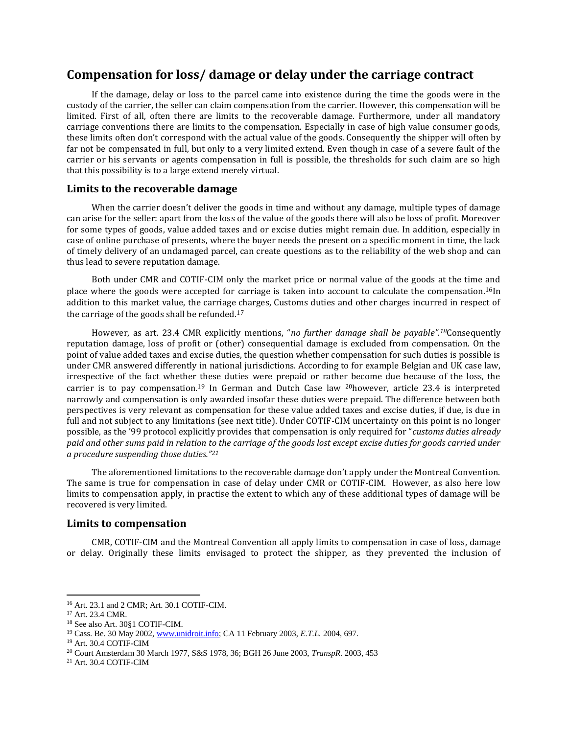## Compensation for loss/ damage or delay under the carriage contract

If the damage, delay or loss to the parcel came into existence during the time the goods were in the custody of the carrier, the seller can claim compensation from the carrier. However, this compensation will be limited. First of all, often there are limits to the recoverable damage. Furthermore, under all mandatory carriage conventions there are limits to the compensation. Especially in case of high value consumer goods, these limits often don't correspond with the actual value of the goods. Consequently the shipper will often by far not be compensated in full, but only to a very limited extend. Even though in case of a severe fault of the carrier or his servants or agents compensation in full is possible, the thresholds for such claim are so high that this possibility is to a large extend merely virtual.

### Limits to the recoverable damage

When the carrier doesn't deliver the goods in time and without any damage, multiple types of damage can arise for the seller: apart from the loss of the value of the goods there will also be loss of profit. Moreover for some types of goods, value added taxes and or excise duties might remain due. In addition, especially in case of online purchase of presents, where the buyer needs the present on a specific moment in time, the lack of timely delivery of an undamaged parcel, can create questions as to the reliability of the web shop and can thus lead to severe reputation damage.

Both under CMR and COTIF-CIM only the market price or normal value of the goods at the time and place where the goods were accepted for carriage is taken into account to calculate the compensation.[16]In addition to this market value, the carriage charges, Customs duties and other charges incurred in respect of the carriage of the goods shall be refunded.[17]

However, as art. 23.4 CMR explicitly mentions, "*no further damage shall be payable".[18]*Consequently reputation damage, loss of profit or (other) consequential damage is excluded from compensation. On the point of value added taxes and excise duties, the question whether compensation for such duties is possible is under CMR answered differently in national jurisdictions. According to for example Belgian and UK case law, irrespective of the fact whether these duties were prepaid or rather become due because of the loss, the carrier is to pay compensation.[19] In German and Dutch Case law [20]however, article 23.4 is interpreted narrowly and compensation is only awarded insofar these duties were prepaid. The difference between both perspectives is very relevant as compensation for these value added taxes and excise duties, if due, is due in full and not subject to any limitations (see next title). Under COTIF-CIM uncertainty on this point is no longer possible, as the '99 protocol explicitly provides that compensation is only required for "*customs duties already paid and other sums paid in relation to the carriage of the goods lost except excise duties for goods carried under a procedure suspending those duties."[21]*

The aforementioned limitations to the recoverable damage don't apply under the Montreal Convention. The same is true for compensation in case of delay under CMR or COTIF-CIM. However, as also here low limits to compensation apply, in practise the extent to which any of these additional types of damage will be recovered is very limited.

### Limits to compensation

CMR, COTIF-CIM and the Montreal Convention all apply limits to compensation in case of loss, damage or delay. Originally these limits envisaged to protect the shipper, as they prevented the inclusion of

---

[16] Art. 23.1 and 2 CMR; Art. 30.1 COTIF-CIM.

[17] Art. 23.4 CMR.

[18] See also Art. 30§1 COTIF-CIM.

[19] Cass. Be. 30 May 2002, www.unidroit.info; CA 11 February 2003, *E.T.L.* 2004, 697.

[19] Art. 30.4 COTIF-CIM

[20] Court Amsterdam 30 March 1977, S&S 1978, 36; BGH 26 June 2003, *TranspR.* 2003, 453

[21] Art. 30.4 COTIF-CIM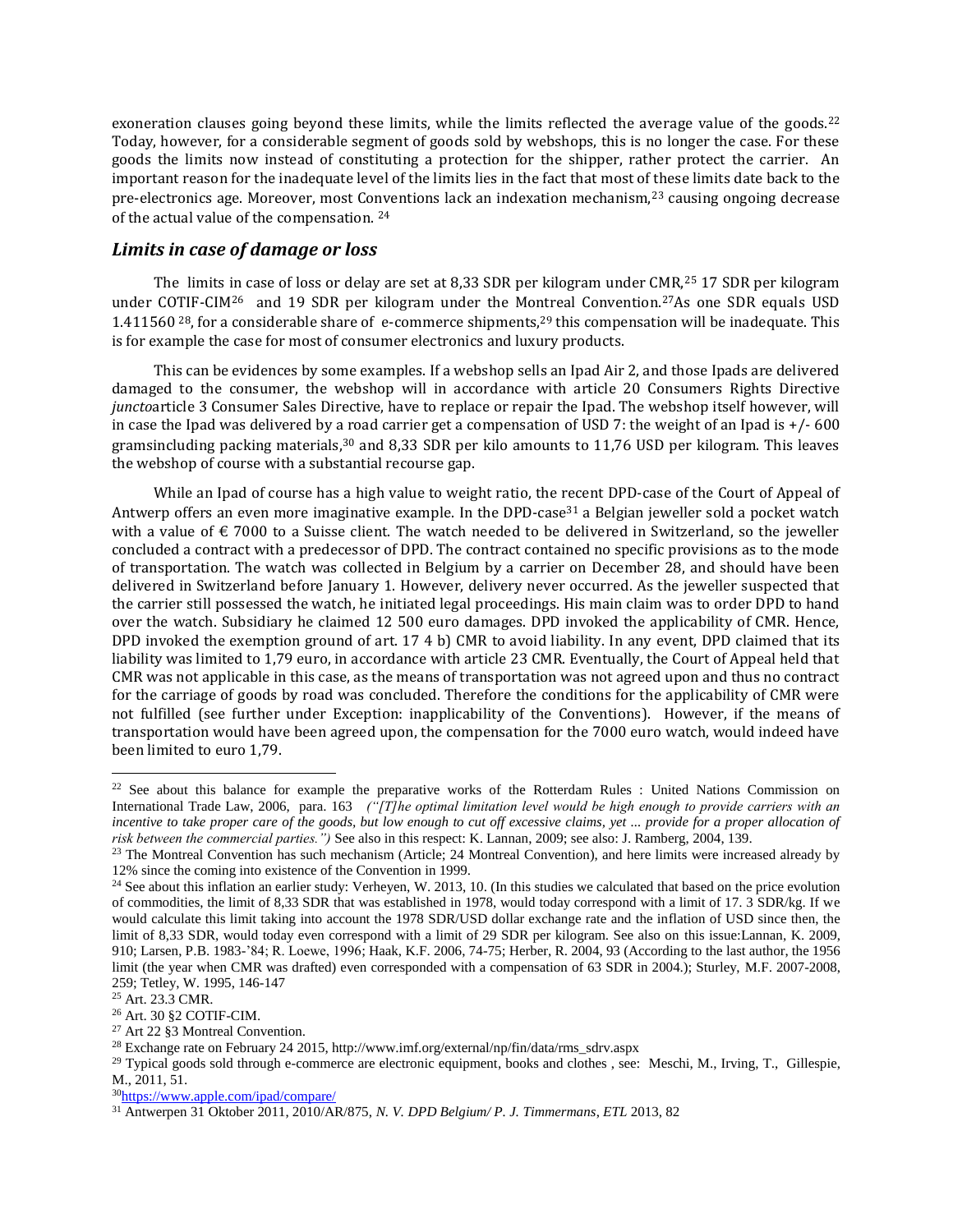exoneration clauses going beyond these limits, while the limits reflected the average value of the goods.[22] Today, however, for a considerable segment of goods sold by webshops, this is no longer the case. For these goods the limits now instead of constituting a protection for the shipper, rather protect the carrier. An important reason for the inadequate level of the limits lies in the fact that most of these limits date back to the pre-electronics age. Moreover, most Conventions lack an indexation mechanism,[23] causing ongoing decrease of the actual value of the compensation. [24]

## *Limits in case of damage or loss*

The limits in case of loss or delay are set at 8,33 SDR per kilogram under CMR,[25] 17 SDR per kilogram under COTIF-CIM[26] and 19 SDR per kilogram under the Montreal Convention.[27]As one SDR equals USD 1.411560 [28], for a considerable share of e-commerce shipments,[29] this compensation will be inadequate. This is for example the case for most of consumer electronics and luxury products.

This can be evidences by some examples. If a webshop sells an Ipad Air 2, and those Ipads are delivered damaged to the consumer, the webshop will in accordance with article 20 Consumers Rights Directive *juncto*article 3 Consumer Sales Directive, have to replace or repair the Ipad. The webshop itself however, will in case the Ipad was delivered by a road carrier get a compensation of USD 7: the weight of an Ipad is +/- 600 gramsincluding packing materials,[30] and 8,33 SDR per kilo amounts to 11,76 USD per kilogram. This leaves the webshop of course with a substantial recourse gap.

While an Ipad of course has a high value to weight ratio, the recent DPD-case of the Court of Appeal of Antwerp offers an even more imaginative example. In the DPD-case[31] a Belgian jeweller sold a pocket watch with a value of € 7000 to a Suisse client. The watch needed to be delivered in Switzerland, so the jeweller concluded a contract with a predecessor of DPD. The contract contained no specific provisions as to the mode of transportation. The watch was collected in Belgium by a carrier on December 28, and should have been delivered in Switzerland before January 1. However, delivery never occurred. As the jeweller suspected that the carrier still possessed the watch, he initiated legal proceedings. His main claim was to order DPD to hand over the watch. Subsidiary he claimed 12 500 euro damages. DPD invoked the applicability of CMR. Hence, DPD invoked the exemption ground of art. 17 4 b) CMR to avoid liability. In any event, DPD claimed that its liability was limited to 1,79 euro, in accordance with article 23 CMR. Eventually, the Court of Appeal held that CMR was not applicable in this case, as the means of transportation was not agreed upon and thus no contract for the carriage of goods by road was concluded. Therefore the conditions for the applicability of CMR were not fulfilled (see further under Exception: inapplicability of the Conventions). However, if the means of transportation would have been agreed upon, the compensation for the 7000 euro watch, would indeed have been limited to euro 1,79.

---

[22] See about this balance for example the preparative works of the Rotterdam Rules : United Nations Commission on International Trade Law, 2006, para. 163 *("[T]he optimal limitation level would be high enough to provide carriers with an incentive to take proper care of the goods, but low enough to cut off excessive claims, yet ... provide for a proper allocation of risk between the commercial parties.")* See also in this respect: K. Lannan, 2009; see also: J. Ramberg, 2004, 139.

[23] The Montreal Convention has such mechanism (Article; 24 Montreal Convention), and here limits were increased already by 12% since the coming into existence of the Convention in 1999.

[24] See about this inflation an earlier study: Verheyen, W. 2013, 10. (In this studies we calculated that based on the price evolution of commodities, the limit of 8,33 SDR that was established in 1978, would today correspond with a limit of 17. 3 SDR/kg. If we would calculate this limit taking into account the 1978 SDR/USD dollar exchange rate and the inflation of USD since then, the limit of 8,33 SDR, would today even correspond with a limit of 29 SDR per kilogram. See also on this issue:Lannan, K. 2009, 910; Larsen, P.B. 1983-'84; R. Loewe, 1996; Haak, K.F. 2006, 74-75; Herber, R. 2004, 93 (According to the last author, the 1956 limit (the year when CMR was drafted) even corresponded with a compensation of 63 SDR in 2004.); Sturley, M.F. 2007-2008, 259; Tetley, W. 1995, 146-147

[25] Art. 23.3 CMR.

[26] Art. 30 §2 COTIF-CIM.

[27] Art 22 §3 Montreal Convention.

[28] Exchange rate on February 24 2015, http://www.imf.org/external/np/fin/data/rms_sdrv.aspx

[29] Typical goods sold through e-commerce are electronic equipment, books and clothes , see: Meschi, M., Irving, T., Gillespie, M., 2011, 51.

[30] https://www.apple.com/ipad/compare/

[31] Antwerpen 31 Oktober 2011, 2010/AR/875, *N. V. DPD Belgium/ P. J. Timmermans*, *ETL* 2013, 82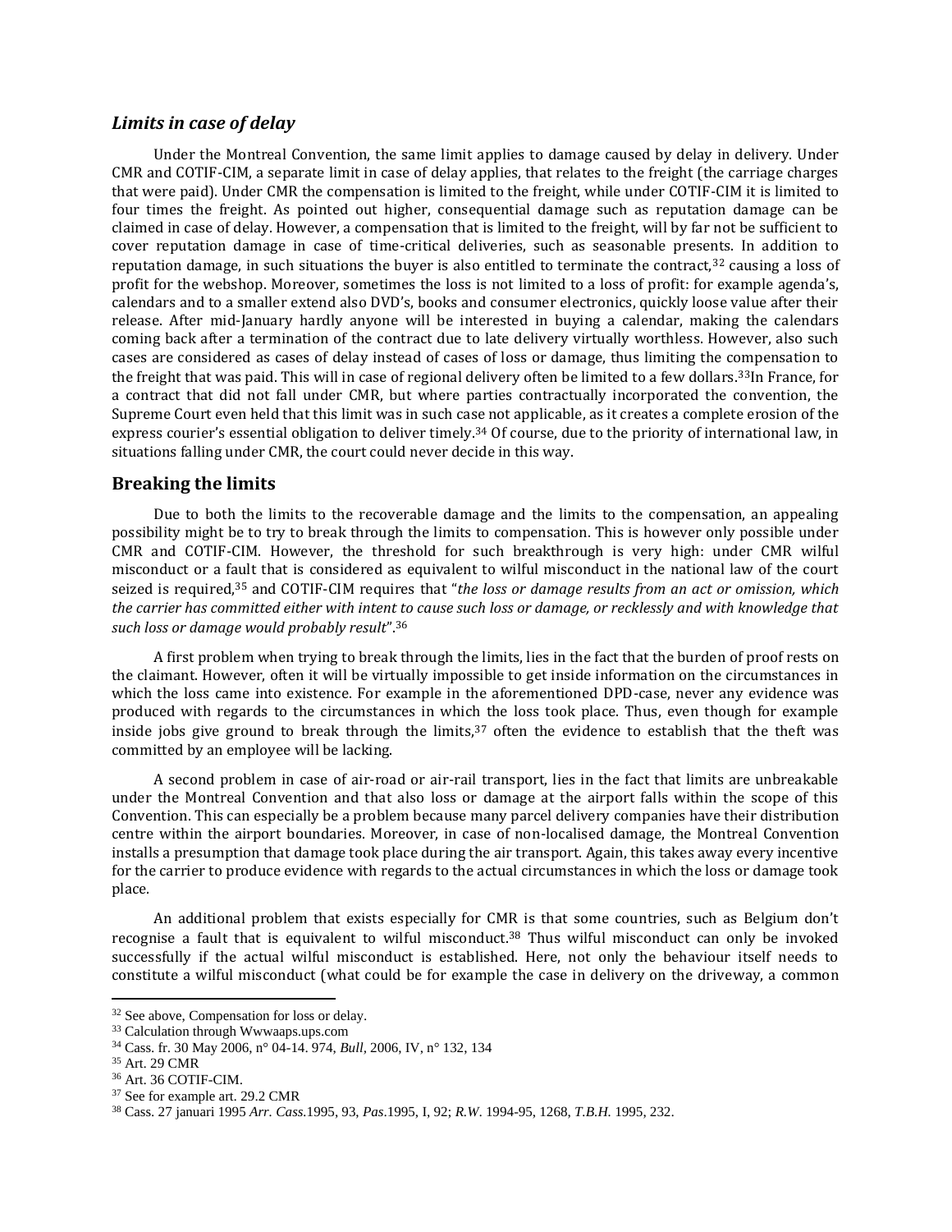### *Limits in case of delay*

Under the Montreal Convention, the same limit applies to damage caused by delay in delivery. Under CMR and COTIF-CIM, a separate limit in case of delay applies, that relates to the freight (the carriage charges that were paid). Under CMR the compensation is limited to the freight, while under COTIF-CIM it is limited to four times the freight. As pointed out higher, consequential damage such as reputation damage can be claimed in case of delay. However, a compensation that is limited to the freight, will by far not be sufficient to cover reputation damage in case of time-critical deliveries, such as seasonable presents. In addition to reputation damage, in such situations the buyer is also entitled to terminate the contract,[32] causing a loss of profit for the webshop. Moreover, sometimes the loss is not limited to a loss of profit: for example agenda's, calendars and to a smaller extend also DVD's, books and consumer electronics, quickly loose value after their release. After mid-January hardly anyone will be interested in buying a calendar, making the calendars coming back after a termination of the contract due to late delivery virtually worthless. However, also such cases are considered as cases of delay instead of cases of loss or damage, thus limiting the compensation to the freight that was paid. This will in case of regional delivery often be limited to a few dollars.[33]In France, for a contract that did not fall under CMR, but where parties contractually incorporated the convention, the Supreme Court even held that this limit was in such case not applicable, as it creates a complete erosion of the express courier's essential obligation to deliver timely.[34] Of course, due to the priority of international law, in situations falling under CMR, the court could never decide in this way.

## Breaking the limits

Due to both the limits to the recoverable damage and the limits to the compensation, an appealing possibility might be to try to break through the limits to compensation. This is however only possible under CMR and COTIF-CIM. However, the threshold for such breakthrough is very high: under CMR wilful misconduct or a fault that is considered as equivalent to wilful misconduct in the national law of the court seized is required,[35] and COTIF-CIM requires that "*the loss or damage results from an act or omission, which the carrier has committed either with intent to cause such loss or damage, or recklessly and with knowledge that such loss or damage would probably result*".[36]

A first problem when trying to break through the limits, lies in the fact that the burden of proof rests on the claimant. However, often it will be virtually impossible to get inside information on the circumstances in which the loss came into existence. For example in the aforementioned DPD-case, never any evidence was produced with regards to the circumstances in which the loss took place. Thus, even though for example inside jobs give ground to break through the limits,[37] often the evidence to establish that the theft was committed by an employee will be lacking.

A second problem in case of air-road or air-rail transport, lies in the fact that limits are unbreakable under the Montreal Convention and that also loss or damage at the airport falls within the scope of this Convention. This can especially be a problem because many parcel delivery companies have their distribution centre within the airport boundaries. Moreover, in case of non-localised damage, the Montreal Convention installs a presumption that damage took place during the air transport. Again, this takes away every incentive for the carrier to produce evidence with regards to the actual circumstances in which the loss or damage took place.

An additional problem that exists especially for CMR is that some countries, such as Belgium don't recognise a fault that is equivalent to wilful misconduct.[38] Thus wilful misconduct can only be invoked successfully if the actual wilful misconduct is established. Here, not only the behaviour itself needs to constitute a wilful misconduct (what could be for example the case in delivery on the driveway, a common

---

[32] See above, Compensation for loss or delay.

[33] Calculation through Wwwaaps.ups.com

[34] Cass. fr. 30 May 2006, n° 04-14. 974, *Bull*, 2006, IV, n° 132, 134

[35] Art. 29 CMR

[36] Art. 36 COTIF-CIM.

[37] See for example art. 29.2 CMR

[38] Cass. 27 januari 1995 *Arr. Cass.*1995, 93, *Pas.*1995, I, 92; *R.W.* 1994-95, 1268, *T.B.H.* 1995, 232.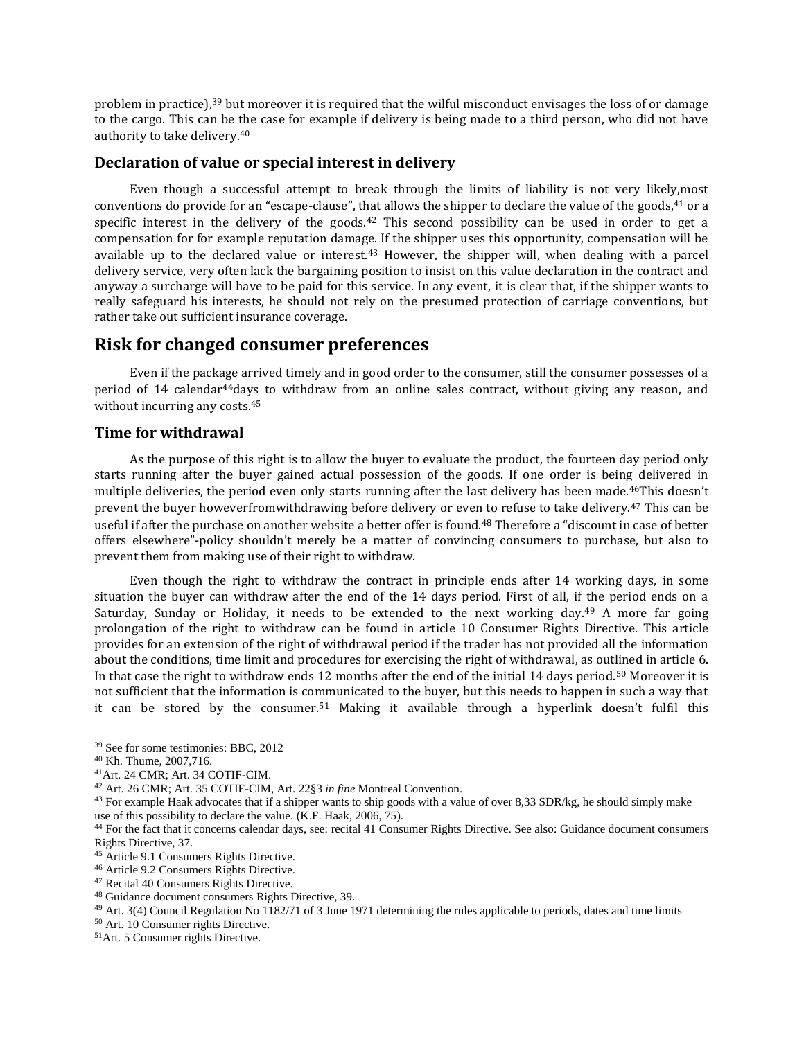problem in practice),[39] but moreover it is required that the wilful misconduct envisages the loss of or damage to the cargo. This can be the case for example if delivery is being made to a third person, who did not have authority to take delivery.[40]

### Declaration of value or special interest in delivery

Even though a successful attempt to break through the limits of liability is not very likely,most conventions do provide for an "escape-clause", that allows the shipper to declare the value of the goods,[41] or a specific interest in the delivery of the goods.[42] This second possibility can be used in order to get a compensation for for example reputation damage. If the shipper uses this opportunity, compensation will be available up to the declared value or interest.[43] However, the shipper will, when dealing with a parcel delivery service, very often lack the bargaining position to insist on this value declaration in the contract and anyway a surcharge will have to be paid for this service. In any event, it is clear that, if the shipper wants to really safeguard his interests, he should not rely on the presumed protection of carriage conventions, but rather take out sufficient insurance coverage.

## Risk for changed consumer preferences

Even if the package arrived timely and in good order to the consumer, still the consumer possesses of a period of 14 calendar[44]days to withdraw from an online sales contract, without giving any reason, and without incurring any costs.[45]

### Time for withdrawal

As the purpose of this right is to allow the buyer to evaluate the product, the fourteen day period only starts running after the buyer gained actual possession of the goods. If one order is being delivered in multiple deliveries, the period even only starts running after the last delivery has been made.[46]This doesn't prevent the buyer howeverfromwithdrawing before delivery or even to refuse to take delivery.[47] This can be useful if after the purchase on another website a better offer is found.[48] Therefore a "discount in case of better offers elsewhere"-policy shouldn't merely be a matter of convincing consumers to purchase, but also to prevent them from making use of their right to withdraw.

Even though the right to withdraw the contract in principle ends after 14 working days, in some situation the buyer can withdraw after the end of the 14 days period. First of all, if the period ends on a Saturday, Sunday or Holiday, it needs to be extended to the next working day.[49] A more far going prolongation of the right to withdraw can be found in article 10 Consumer Rights Directive. This article provides for an extension of the right of withdrawal period if the trader has not provided all the information about the conditions, time limit and procedures for exercising the right of withdrawal, as outlined in article 6. In that case the right to withdraw ends 12 months after the end of the initial 14 days period.[50] Moreover it is not sufficient that the information is communicated to the buyer, but this needs to happen in such a way that it can be stored by the consumer.[51] Making it available through a hyperlink doesn't fulfil this

---

[39] See for some testimonies: BBC, 2012

[40] Kh. Thume, 2007,716.

[41] Art. 24 CMR; Art. 34 COTIF-CIM.

[42] Art. 26 CMR; Art. 35 COTIF-CIM, Art. 22§3 *in fine* Montreal Convention.

[43] For example Haak advocates that if a shipper wants to ship goods with a value of over 8,33 SDR/kg, he should simply make use of this possibility to declare the value. (K.F. Haak, 2006, 75).

[44] For the fact that it concerns calendar days, see: recital 41 Consumer Rights Directive. See also: Guidance document consumers Rights Directive, 37.

[45] Article 9.1 Consumers Rights Directive.

[46] Article 9.2 Consumers Rights Directive.

[47] Recital 40 Consumers Rights Directive.

[48] Guidance document consumers Rights Directive, 39.

[49] Art. 3(4) Council Regulation No 1182/71 of 3 June 1971 determining the rules applicable to periods, dates and time limits

[50] Art. 10 Consumer rights Directive.

[51] Art. 5 Consumer rights Directive.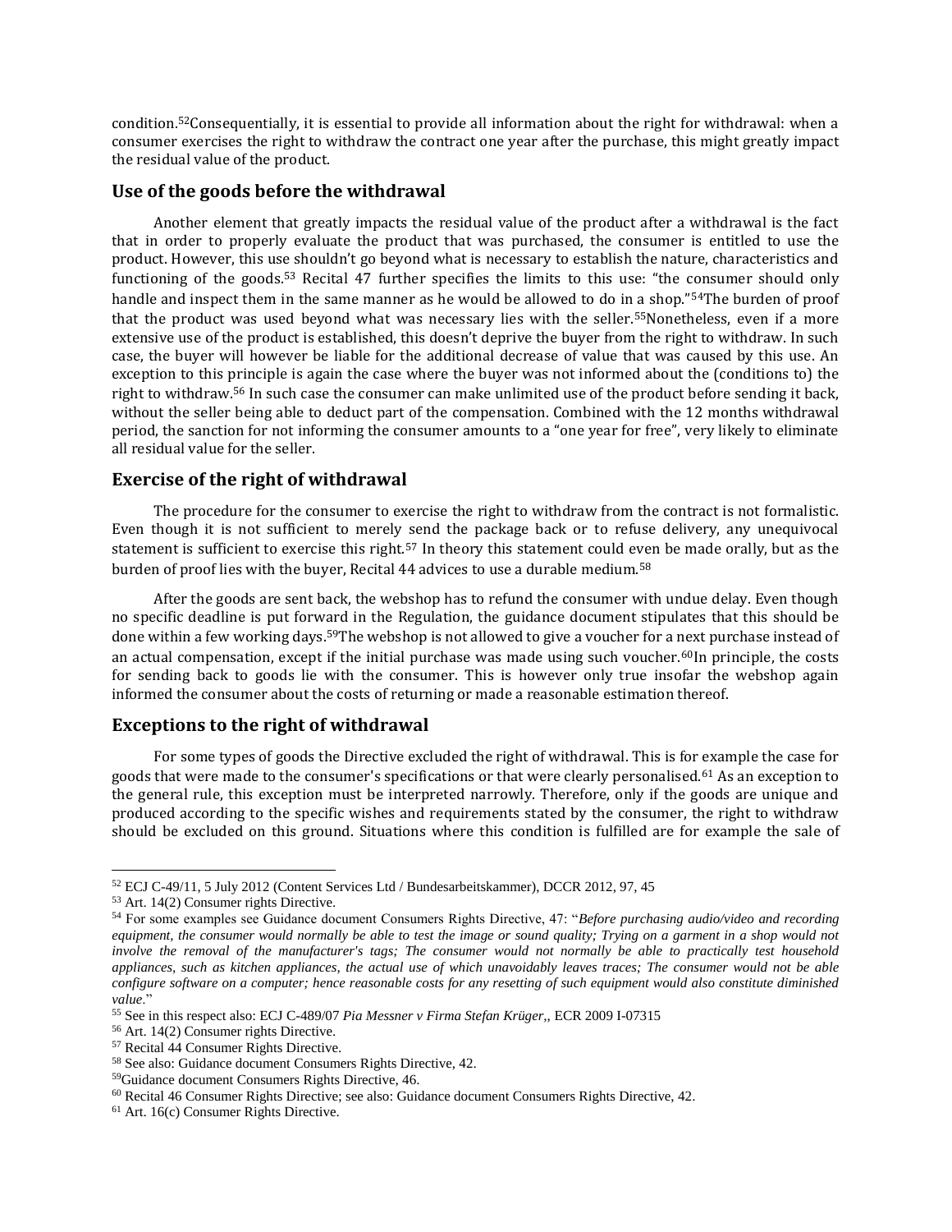condition.[52]Consequentially, it is essential to provide all information about the right for withdrawal: when a consumer exercises the right to withdraw the contract one year after the purchase, this might greatly impact the residual value of the product.

## Use of the goods before the withdrawal

Another element that greatly impacts the residual value of the product after a withdrawal is the fact that in order to properly evaluate the product that was purchased, the consumer is entitled to use the product. However, this use shouldn't go beyond what is necessary to establish the nature, characteristics and functioning of the goods.[53] Recital 47 further specifies the limits to this use: "the consumer should only handle and inspect them in the same manner as he would be allowed to do in a shop."[54]The burden of proof that the product was used beyond what was necessary lies with the seller.[55]Nonetheless, even if a more extensive use of the product is established, this doesn't deprive the buyer from the right to withdraw. In such case, the buyer will however be liable for the additional decrease of value that was caused by this use. An exception to this principle is again the case where the buyer was not informed about the (conditions to) the right to withdraw.[56] In such case the consumer can make unlimited use of the product before sending it back, without the seller being able to deduct part of the compensation. Combined with the 12 months withdrawal period, the sanction for not informing the consumer amounts to a "one year for free", very likely to eliminate all residual value for the seller.

## Exercise of the right of withdrawal

The procedure for the consumer to exercise the right to withdraw from the contract is not formalistic. Even though it is not sufficient to merely send the package back or to refuse delivery, any unequivocal statement is sufficient to exercise this right.[57] In theory this statement could even be made orally, but as the burden of proof lies with the buyer, Recital 44 advices to use a durable medium.[58]

After the goods are sent back, the webshop has to refund the consumer with undue delay. Even though no specific deadline is put forward in the Regulation, the guidance document stipulates that this should be done within a few working days.[59]The webshop is not allowed to give a voucher for a next purchase instead of an actual compensation, except if the initial purchase was made using such voucher.[60]In principle, the costs for sending back to goods lie with the consumer. This is however only true insofar the webshop again informed the consumer about the costs of returning or made a reasonable estimation thereof.

## Exceptions to the right of withdrawal

For some types of goods the Directive excluded the right of withdrawal. This is for example the case for goods that were made to the consumer's specifications or that were clearly personalised.[61] As an exception to the general rule, this exception must be interpreted narrowly. Therefore, only if the goods are unique and produced according to the specific wishes and requirements stated by the consumer, the right to withdraw should be excluded on this ground. Situations where this condition is fulfilled are for example the sale of

---

[52] ECJ C-49/11, 5 July 2012 (Content Services Ltd / Bundesarbeitskammer), DCCR 2012, 97, 45

[53] Art. 14(2) Consumer rights Directive.

[54] For some examples see Guidance document Consumers Rights Directive, 47: "*Before purchasing audio/video and recording equipment, the consumer would normally be able to test the image or sound quality; Trying on a garment in a shop would not involve the removal of the manufacturer's tags; The consumer would not normally be able to practically test household appliances, such as kitchen appliances, the actual use of which unavoidably leaves traces; The consumer would not be able configure software on a computer; hence reasonable costs for any resetting of such equipment would also constitute diminished value*."

[55] See in this respect also: ECJ C-489/07 *Pia Messner v Firma Stefan Krüger*,, ECR 2009 I-07315

[56] Art. 14(2) Consumer rights Directive.

[57] Recital 44 Consumer Rights Directive.

[58] See also: Guidance document Consumers Rights Directive, 42.

[59]Guidance document Consumers Rights Directive, 46.

[60] Recital 46 Consumer Rights Directive; see also: Guidance document Consumers Rights Directive, 42.

[61] Art. 16(c) Consumer Rights Directive.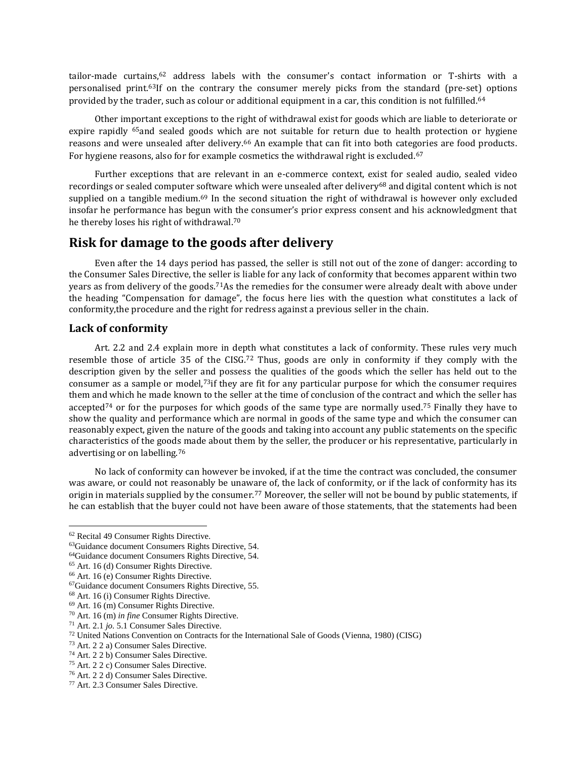tailor-made curtains,[62] address labels with the consumer's contact information or T-shirts with a personalised print.[63]If on the contrary the consumer merely picks from the standard (pre-set) options provided by the trader, such as colour or additional equipment in a car, this condition is not fulfilled.[64]

Other important exceptions to the right of withdrawal exist for goods which are liable to deteriorate or expire rapidly [65]and sealed goods which are not suitable for return due to health protection or hygiene reasons and were unsealed after delivery.[66] An example that can fit into both categories are food products. For hygiene reasons, also for for example cosmetics the withdrawal right is excluded.[67]

Further exceptions that are relevant in an e-commerce context, exist for sealed audio, sealed video recordings or sealed computer software which were unsealed after delivery[68] and digital content which is not supplied on a tangible medium.[69] In the second situation the right of withdrawal is however only excluded insofar he performance has begun with the consumer's prior express consent and his acknowledgment that he thereby loses his right of withdrawal.[70]

## Risk for damage to the goods after delivery

Even after the 14 days period has passed, the seller is still not out of the zone of danger: according to the Consumer Sales Directive, the seller is liable for any lack of conformity that becomes apparent within two years as from delivery of the goods.[71]As the remedies for the consumer were already dealt with above under the heading "Compensation for damage", the focus here lies with the question what constitutes a lack of conformity,the procedure and the right for redress against a previous seller in the chain.

### Lack of conformity

Art. 2.2 and 2.4 explain more in depth what constitutes a lack of conformity. These rules very much resemble those of article 35 of the CISG.[72] Thus, goods are only in conformity if they comply with the description given by the seller and possess the qualities of the goods which the seller has held out to the consumer as a sample or model,[73]if they are fit for any particular purpose for which the consumer requires them and which he made known to the seller at the time of conclusion of the contract and which the seller has accepted[74] or for the purposes for which goods of the same type are normally used.[75] Finally they have to show the quality and performance which are normal in goods of the same type and which the consumer can reasonably expect, given the nature of the goods and taking into account any public statements on the specific characteristics of the goods made about them by the seller, the producer or his representative, particularly in advertising or on labelling.[76]

No lack of conformity can however be invoked, if at the time the contract was concluded, the consumer was aware, or could not reasonably be unaware of, the lack of conformity, or if the lack of conformity has its origin in materials supplied by the consumer.[77] Moreover, the seller will not be bound by public statements, if he can establish that the buyer could not have been aware of those statements, that the statements had been

---

[62] Recital 49 Consumer Rights Directive.
[63]Guidance document Consumers Rights Directive, 54.
[64]Guidance document Consumers Rights Directive, 54.
[65] Art. 16 (d) Consumer Rights Directive.
[66] Art. 16 (e) Consumer Rights Directive.
[67]Guidance document Consumers Rights Directive, 55.
[68] Art. 16 (i) Consumer Rights Directive.
[69] Art. 16 (m) Consumer Rights Directive.
[70] Art. 16 (m) *in fine* Consumer Rights Directive.
[71] Art. 2.1 *jo*. 5.1 Consumer Sales Directive.
[72] United Nations Convention on Contracts for the International Sale of Goods (Vienna, 1980) (CISG)
[73] Art. 2 2 a) Consumer Sales Directive.
[74] Art. 2 2 b) Consumer Sales Directive.
[75] Art. 2 2 c) Consumer Sales Directive.
[76] Art. 2 2 d) Consumer Sales Directive.
[77] Art. 2.3 Consumer Sales Directive.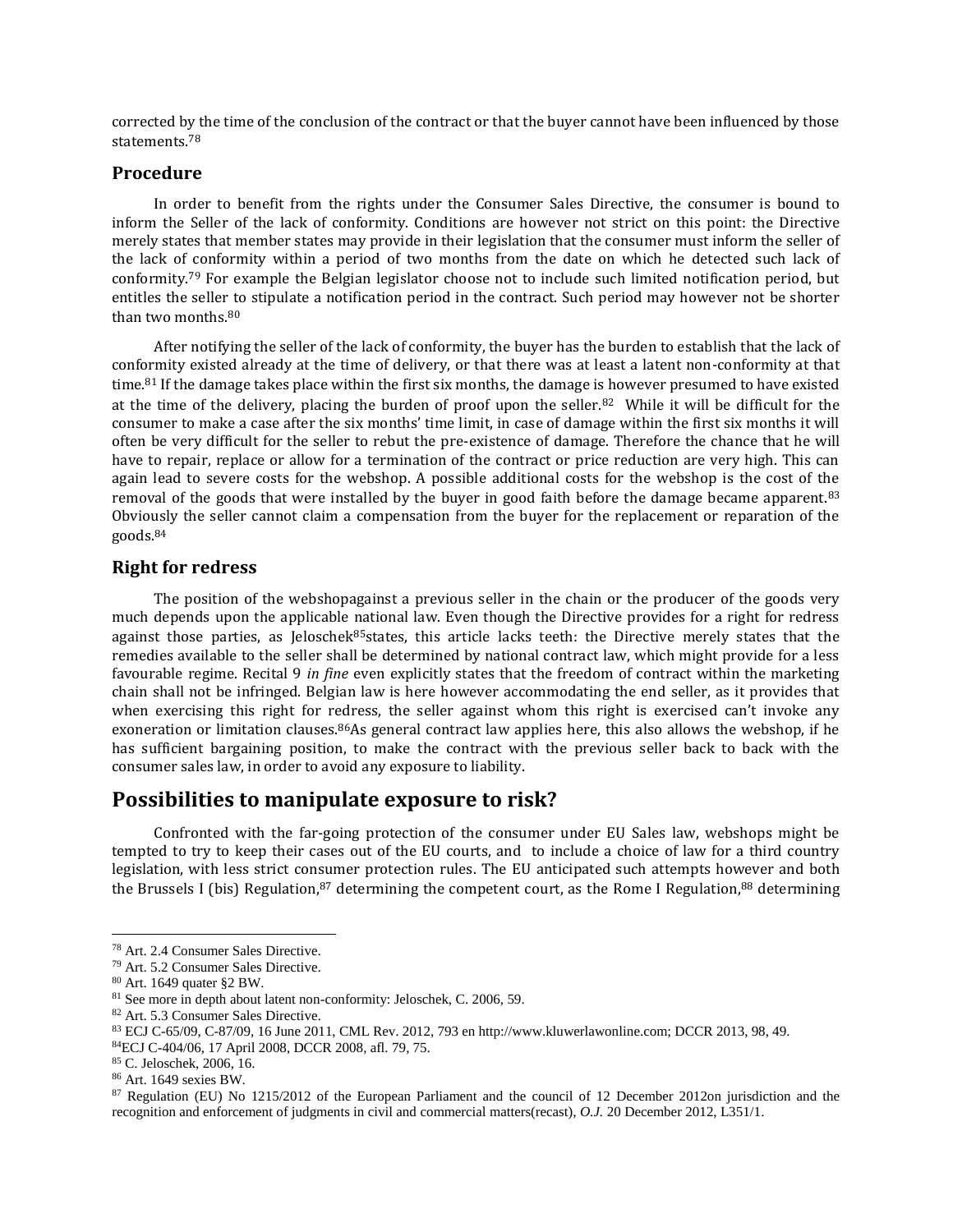corrected by the time of the conclusion of the contract or that the buyer cannot have been influenced by those statements.[78]

### Procedure

In order to benefit from the rights under the Consumer Sales Directive, the consumer is bound to inform the Seller of the lack of conformity. Conditions are however not strict on this point: the Directive merely states that member states may provide in their legislation that the consumer must inform the seller of the lack of conformity within a period of two months from the date on which he detected such lack of conformity.[79] For example the Belgian legislator choose not to include such limited notification period, but entitles the seller to stipulate a notification period in the contract. Such period may however not be shorter than two months.[80]

After notifying the seller of the lack of conformity, the buyer has the burden to establish that the lack of conformity existed already at the time of delivery, or that there was at least a latent non-conformity at that time.[81] If the damage takes place within the first six months, the damage is however presumed to have existed at the time of the delivery, placing the burden of proof upon the seller.[82] While it will be difficult for the consumer to make a case after the six months' time limit, in case of damage within the first six months it will often be very difficult for the seller to rebut the pre-existence of damage. Therefore the chance that he will have to repair, replace or allow for a termination of the contract or price reduction are very high. This can again lead to severe costs for the webshop. A possible additional costs for the webshop is the cost of the removal of the goods that were installed by the buyer in good faith before the damage became apparent.[83] Obviously the seller cannot claim a compensation from the buyer for the replacement or reparation of the goods.[84]

### Right for redress

The position of the webshopagainst a previous seller in the chain or the producer of the goods very much depends upon the applicable national law. Even though the Directive provides for a right for redress against those parties, as Jeloschek[85]states, this article lacks teeth: the Directive merely states that the remedies available to the seller shall be determined by national contract law, which might provide for a less favourable regime. Recital 9 *in fine* even explicitly states that the freedom of contract within the marketing chain shall not be infringed. Belgian law is here however accommodating the end seller, as it provides that when exercising this right for redress, the seller against whom this right is exercised can't invoke any exoneration or limitation clauses.[86]As general contract law applies here, this also allows the webshop, if he has sufficient bargaining position, to make the contract with the previous seller back to back with the consumer sales law, in order to avoid any exposure to liability.

## Possibilities to manipulate exposure to risk?

Confronted with the far-going protection of the consumer under EU Sales law, webshops might be tempted to try to keep their cases out of the EU courts, and to include a choice of law for a third country legislation, with less strict consumer protection rules. The EU anticipated such attempts however and both the Brussels I (bis) Regulation,[87] determining the competent court, as the Rome I Regulation,[88] determining

---

[78] Art. 2.4 Consumer Sales Directive.
[79] Art. 5.2 Consumer Sales Directive.
[80] Art. 1649 quater §2 BW.
[81] See more in depth about latent non-conformity: Jeloschek, C. 2006, 59.
[82] Art. 5.3 Consumer Sales Directive.
[83] ECJ C-65/09, C-87/09, 16 June 2011, CML Rev. 2012, 793 en http://www.kluwerlawonline.com; DCCR 2013, 98, 49.
[84] ECJ C-404/06, 17 April 2008, DCCR 2008, afl. 79, 75.
[85] C. Jeloschek, 2006, 16.
[86] Art. 1649 sexies BW.
[87] Regulation (EU) No 1215/2012 of the European Parliament and the council of 12 December 2012on jurisdiction and the recognition and enforcement of judgments in civil and commercial matters(recast), *O.J.* 20 December 2012, L351/1.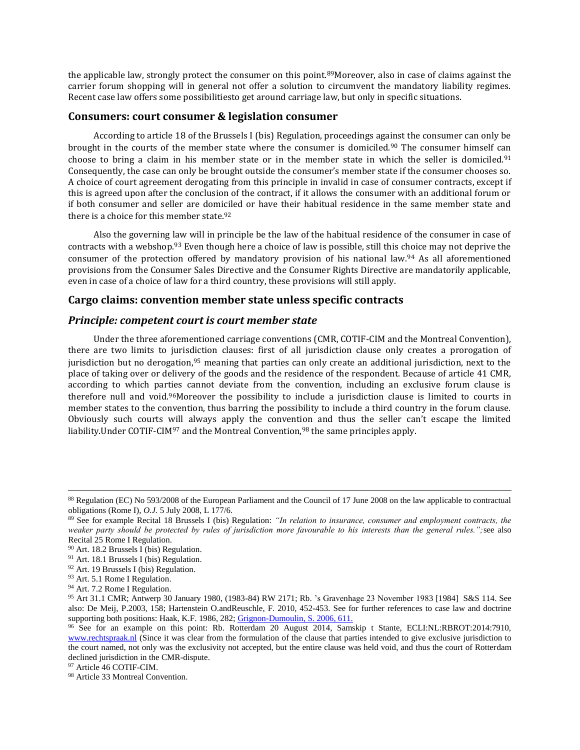the applicable law, strongly protect the consumer on this point.[89]Moreover, also in case of claims against the carrier forum shopping will in general not offer a solution to circumvent the mandatory liability regimes. Recent case law offers some possibilitiesto get around carriage law, but only in specific situations.

### Consumers: court consumer & legislation consumer

According to article 18 of the Brussels I (bis) Regulation, proceedings against the consumer can only be brought in the courts of the member state where the consumer is domiciled.[90] The consumer himself can choose to bring a claim in his member state or in the member state in which the seller is domiciled.[91] Consequently, the case can only be brought outside the consumer's member state if the consumer chooses so. A choice of court agreement derogating from this principle in invalid in case of consumer contracts, except if this is agreed upon after the conclusion of the contract, if it allows the consumer with an additional forum or if both consumer and seller are domiciled or have their habitual residence in the same member state and there is a choice for this member state.[92]

Also the governing law will in principle be the law of the habitual residence of the consumer in case of contracts with a webshop.[93] Even though here a choice of law is possible, still this choice may not deprive the consumer of the protection offered by mandatory provision of his national law.[94] As all aforementioned provisions from the Consumer Sales Directive and the Consumer Rights Directive are mandatorily applicable, even in case of a choice of law for a third country, these provisions will still apply.

### Cargo claims: convention member state unless specific contracts

#### *Principle: competent court is court member state*

Under the three aforementioned carriage conventions (CMR, COTIF-CIM and the Montreal Convention), there are two limits to jurisdiction clauses: first of all jurisdiction clause only creates a prorogation of jurisdiction but no derogation,[95] meaning that parties can only create an additional jurisdiction, next to the place of taking over or delivery of the goods and the residence of the respondent. Because of article 41 CMR, according to which parties cannot deviate from the convention, including an exclusive forum clause is therefore null and void.[96]Moreover the possibility to include a jurisdiction clause is limited to courts in member states to the convention, thus barring the possibility to include a third country in the forum clause. Obviously such courts will always apply the convention and thus the seller can't escape the limited liability.Under COTIF-CIM[97] and the Montreal Convention,[98] the same principles apply.

---

[88] Regulation (EC) No 593/2008 of the European Parliament and the Council of 17 June 2008 on the law applicable to contractual obligations (Rome I), *O.J.* 5 July 2008, L 177/6.

[89] See for example Recital 18 Brussels I (bis) Regulation: *"In relation to insurance, consumer and employment contracts, the weaker party should be protected by rules of jurisdiction more favourable to his interests than the general rules.";* see also Recital 25 Rome I Regulation.

[90] Art. 18.2 Brussels I (bis) Regulation.

[91] Art. 18.1 Brussels I (bis) Regulation.

[92] Art. 19 Brussels I (bis) Regulation.

[93] Art. 5.1 Rome I Regulation.

[94] Art. 7.2 Rome I Regulation.

[95] Art 31.1 CMR; Antwerp 30 January 1980, (1983-84) RW 2171; Rb. 's Gravenhage 23 November 1983 [1984] S&S 114. See also: De Meij, P.2003, 158; Hartenstein O.andReuschle, F. 2010, 452-453. See for further references to case law and doctrine supporting both positions: Haak, K.F. 1986, 282; Grignon-Dumoulin, S. 2006, 611.

[96] See for an example on this point: Rb. Rotterdam 20 August 2014, Samskip t Stante, ECLI:NL:RBROT:2014:7910, www.rechtspraak.nl (Since it was clear from the formulation of the clause that parties intended to give exclusive jurisdiction to the court named, not only was the exclusivity not accepted, but the entire clause was held void, and thus the court of Rotterdam declined jurisdiction in the CMR-dispute.

[97] Article 46 COTIF-CIM.

[98] Article 33 Montreal Convention.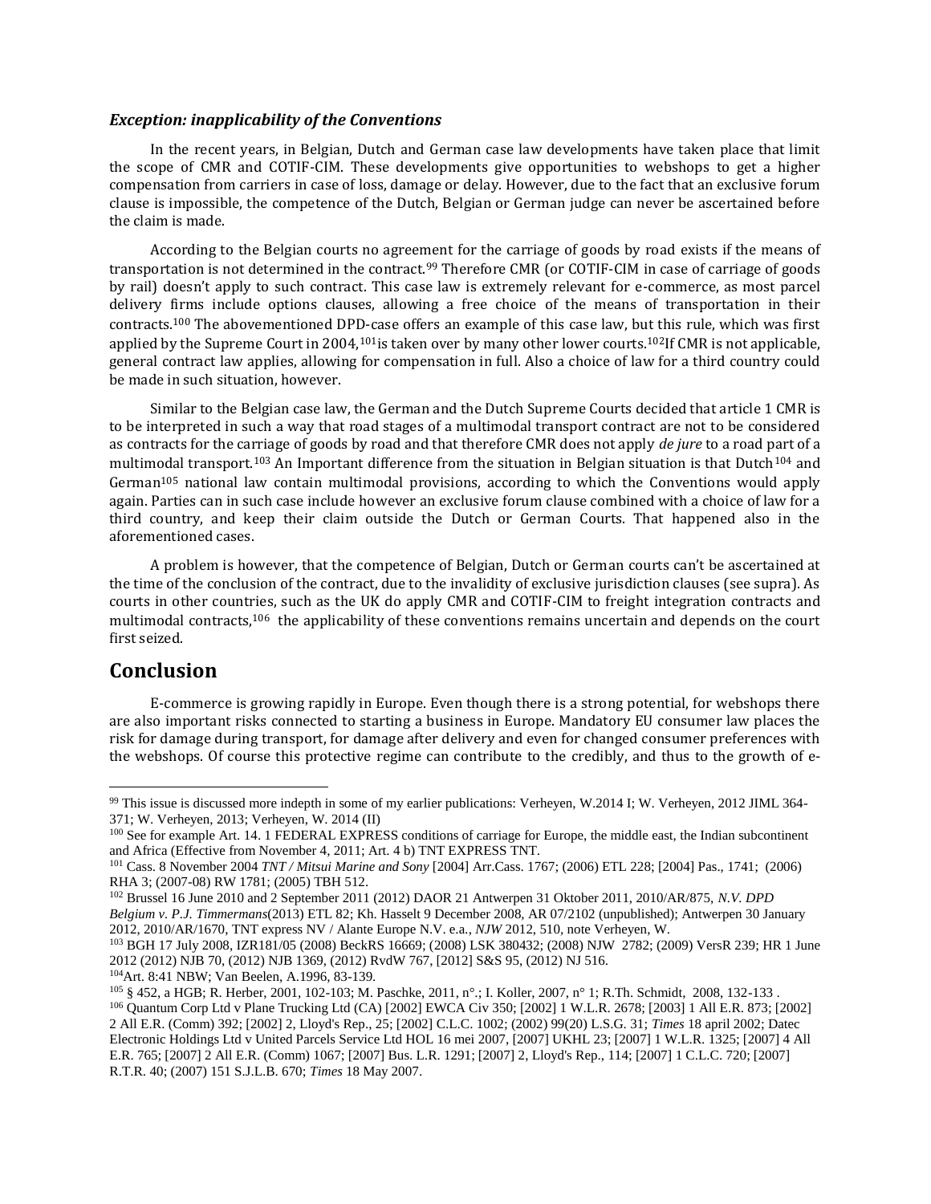### *Exception: inapplicability of the Conventions*

In the recent years, in Belgian, Dutch and German case law developments have taken place that limit the scope of CMR and COTIF-CIM. These developments give opportunities to webshops to get a higher compensation from carriers in case of loss, damage or delay. However, due to the fact that an exclusive forum clause is impossible, the competence of the Dutch, Belgian or German judge can never be ascertained before the claim is made.

According to the Belgian courts no agreement for the carriage of goods by road exists if the means of transportation is not determined in the contract.[99] Therefore CMR (or COTIF-CIM in case of carriage of goods by rail) doesn't apply to such contract. This case law is extremely relevant for e-commerce, as most parcel delivery firms include options clauses, allowing a free choice of the means of transportation in their contracts.[100] The abovementioned DPD-case offers an example of this case law, but this rule, which was first applied by the Supreme Court in 2004,[101] is taken over by many other lower courts.[102] If CMR is not applicable, general contract law applies, allowing for compensation in full. Also a choice of law for a third country could be made in such situation, however.

Similar to the Belgian case law, the German and the Dutch Supreme Courts decided that article 1 CMR is to be interpreted in such a way that road stages of a multimodal transport contract are not to be considered as contracts for the carriage of goods by road and that therefore CMR does not apply *de jure* to a road part of a multimodal transport.[103] An Important difference from the situation in Belgian situation is that Dutch[104] and German[105] national law contain multimodal provisions, according to which the Conventions would apply again. Parties can in such case include however an exclusive forum clause combined with a choice of law for a third country, and keep their claim outside the Dutch or German Courts. That happened also in the aforementioned cases.

A problem is however, that the competence of Belgian, Dutch or German courts can't be ascertained at the time of the conclusion of the contract, due to the invalidity of exclusive jurisdiction clauses (see supra). As courts in other countries, such as the UK do apply CMR and COTIF-CIM to freight integration contracts and multimodal contracts,[106] the applicability of these conventions remains uncertain and depends on the court first seized.

## Conclusion

E-commerce is growing rapidly in Europe. Even though there is a strong potential, for webshops there are also important risks connected to starting a business in Europe. Mandatory EU consumer law places the risk for damage during transport, for damage after delivery and even for changed consumer preferences with the webshops. Of course this protective regime can contribute to the credibly, and thus to the growth of e-

---

[99] This issue is discussed more indepth in some of my earlier publications: Verheyen, W.2014 I; W. Verheyen, 2012 JIML 364-371; W. Verheyen, 2013; Verheyen, W. 2014 (II)

[100] See for example Art. 14. 1 FEDERAL EXPRESS conditions of carriage for Europe, the middle east, the Indian subcontinent and Africa (Effective from November 4, 2011; Art. 4 b) TNT EXPRESS TNT.

[101] Cass. 8 November 2004 *TNT / Mitsui Marine and Sony* [2004] Arr.Cass. 1767; (2006) ETL 228; [2004] Pas., 1741; (2006) RHA 3; (2007-08) RW 1781; (2005) TBH 512.

[102] Brussel 16 June 2010 and 2 September 2011 (2012) DAOR 21 Antwerpen 31 Oktober 2011, 2010/AR/875, *N.V. DPD Belgium v. P.J. Timmermans*(2013) ETL 82; Kh. Hasselt 9 December 2008, AR 07/2102 (unpublished); Antwerpen 30 January 2012, 2010/AR/1670, TNT express NV / Alante Europe N.V. e.a., *NJW* 2012, 510, note Verheyen, W.

[103] BGH 17 July 2008, IZR181/05 (2008) BeckRS 16669; (2008) LSK 380432; (2008) NJW 2782; (2009) VersR 239; HR 1 June 2012 (2012) NJB 70, (2012) NJB 1369, (2012) RvdW 767, [2012] S&S 95, (2012) NJ 516.

[104] Art. 8:41 NBW; Van Beelen, A.1996, 83-139.

[105] § 452, a HGB; R. Herber, 2001, 102-103; M. Paschke, 2011, n°.; I. Koller, 2007, n° 1; R.Th. Schmidt, 2008, 132-133 .

[106] Quantum Corp Ltd v Plane Trucking Ltd (CA) [2002] EWCA Civ 350; [2002] 1 W.L.R. 2678; [2003] 1 All E.R. 873; [2002] 2 All E.R. (Comm) 392; [2002] 2, Lloyd's Rep., 25; [2002] C.L.C. 1002; (2002) 99(20) L.S.G. 31; *Times* 18 april 2002; Datec Electronic Holdings Ltd v United Parcels Service Ltd HOL 16 mei 2007, [2007] UKHL 23; [2007] 1 W.L.R. 1325; [2007] 4 All E.R. 765; [2007] 2 All E.R. (Comm) 1067; [2007] Bus. L.R. 1291; [2007] 2, Lloyd's Rep., 114; [2007] 1 C.L.C. 720; [2007] R.T.R. 40; (2007) 151 S.J.L.B. 670; *Times* 18 May 2007.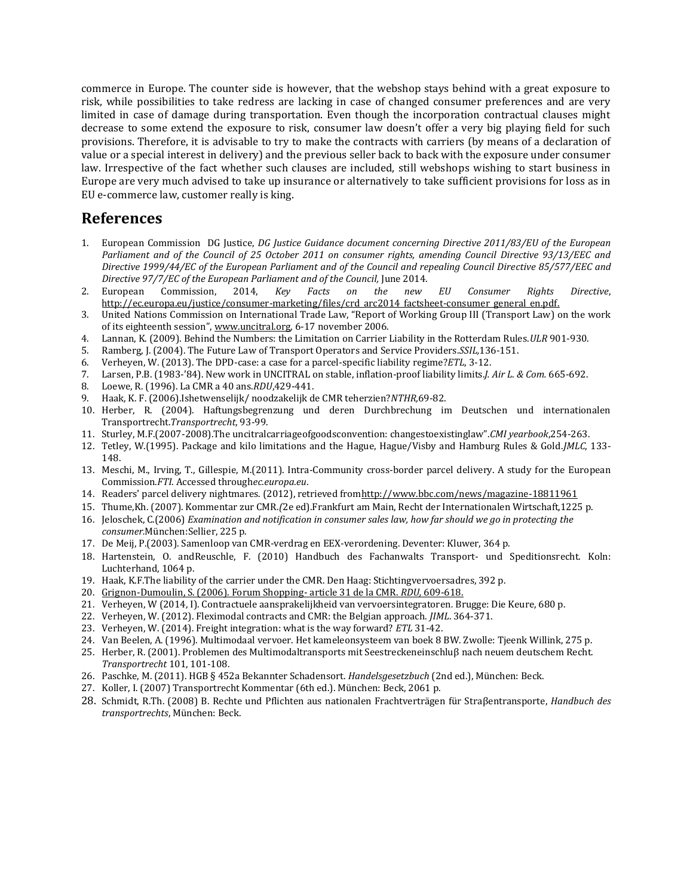commerce in Europe. The counter side is however, that the webshop stays behind with a great exposure to risk, while possibilities to take redress are lacking in case of changed consumer preferences and are very limited in case of damage during transportation. Even though the incorporation contractual clauses might decrease to some extend the exposure to risk, consumer law doesn't offer a very big playing field for such provisions. Therefore, it is advisable to try to make the contracts with carriers (by means of a declaration of value or a special interest in delivery) and the previous seller back to back with the exposure under consumer law. Irrespective of the fact whether such clauses are included, still webshops wishing to start business in Europe are very much advised to take up insurance or alternatively to take sufficient provisions for loss as in EU e-commerce law, customer really is king.

## References

1. European Commission DG Justice, *DG Justice Guidance document concerning Directive 2011/83/EU of the European Parliament and of the Council of 25 October 2011 on consumer rights, amending Council Directive 93/13/EEC and Directive 1999/44/EC of the European Parliament and of the Council and repealing Council Directive 85/577/EEC and Directive 97/7/EC of the European Parliament and of the Council,* June 2014.
2. European Commission, 2014, *Key Facts on the new EU Consumer Rights Directive*, http://ec.europa.eu/justice/consumer-marketing/files/crd_arc2014_factsheet-consumer_general_en.pdf.
3. United Nations Commission on International Trade Law, "Report of Working Group III (Transport Law) on the work of its eighteenth session", www.uncitral.org, 6-17 november 2006.
4. Lannan, K. (2009). Behind the Numbers: the Limitation on Carrier Liability in the Rotterdam Rules.*ULR* 901-930.
5. Ramberg, J. (2004). The Future Law of Transport Operators and Service Providers.*SSIL*,136-151.
6. Verheyen, W. (2013). The DPD-case: a case for a parcel-specific liability regime?*ETL*, 3-12.
7. Larsen, P.B. (1983-'84). New work in UNCITRAL on stable, inflation-proof liability limits.*J. Air L. & Com.* 665-692.
8. Loewe, R. (1996). La CMR a 40 ans.*RDU*,429-441.
9. Haak, K. F. (2006).Ishetwenselijk/ noodzakelijk de CMR teherzien?*NTHR*,69-82.
10. Herber, R. (2004). Haftungsbegrenzung und deren Durchbrechung im Deutschen und internationalen Transportrecht.*Transportrecht*, 93-99.
11. Sturley, M.F.(2007-2008).The uncitralcarriageofgoodsconvention: changestoexistinglaw".*CMI yearbook*,254-263.
12. Tetley, W.(1995). Package and kilo limitations and the Hague, Hague/Visby and Hamburg Rules & Gold.*JMLC*, 133-148.
13. Meschi, M., Irving, T., Gillespie, M.(2011). Intra-Community cross-border parcel delivery. A study for the European Commission.*FTI*. Accessed through*ec.europa.eu*.
14. Readers' parcel delivery nightmares. (2012), retrieved fromhttp://www.bbc.com/news/magazine-18811961
15. Thume,Kh. (2007). Kommentar zur CMR.*(*2e ed).Frankfurt am Main, Recht der Internationalen Wirtschaft,1225 p.
16. Jeloschek, C.(2006) *Examination and notification in consumer sales law, how far should we go in protecting the consumer.*München:Sellier, 225 p.
17. De Meij, P.(2003). Samenloop van CMR-verdrag en EEX-verordening. Deventer: Kluwer, 364 p.
18. Hartenstein, O. andReuschle, F. (2010) Handbuch des Fachanwalts Transport- und Speditionsrecht. Koln: Luchterhand, 1064 p.
19. Haak, K.F.The liability of the carrier under the CMR. Den Haag: Stichtingvervoersadres, 392 p.
20. Grignon-Dumoulin, S. (2006). Forum Shopping- article 31 de la CMR. *RDU*, 609-618.
21. Verheyen, W (2014, I). Contractuele aansprakelijkheid van vervoersintegratoren. Brugge: Die Keure, 680 p.
22. Verheyen, W. (2012). Fleximodal contracts and CMR: the Belgian approach. *JIML*. 364-371.
23. Verheyen, W. (2014). Freight integration: what is the way forward? *ETL* 31-42.
24. Van Beelen, A. (1996). Multimodaal vervoer. Het kameleonsysteem van boek 8 BW. Zwolle: Tjeenk Willink, 275 p.
25. Herber, R. (2001). Problemen des Multimodaltransports mit Seestreckeneinschluβ nach neuem deutschem Recht. *Transportrecht* 101, 101-108.
26. Paschke, M. (2011). HGB § 452a Bekannter Schadensort. *Handelsgesetzbuch* (2nd ed.), München: Beck.
27. Koller, I. (2007) Transportrecht Kommentar (6th ed.). München: Beck, 2061 p.
28. Schmidt, R.Th. (2008) B. Rechte und Pflichten aus nationalen Frachtverträgen für Straβentransporte, *Handbuch des transportrechts*, München: Beck.